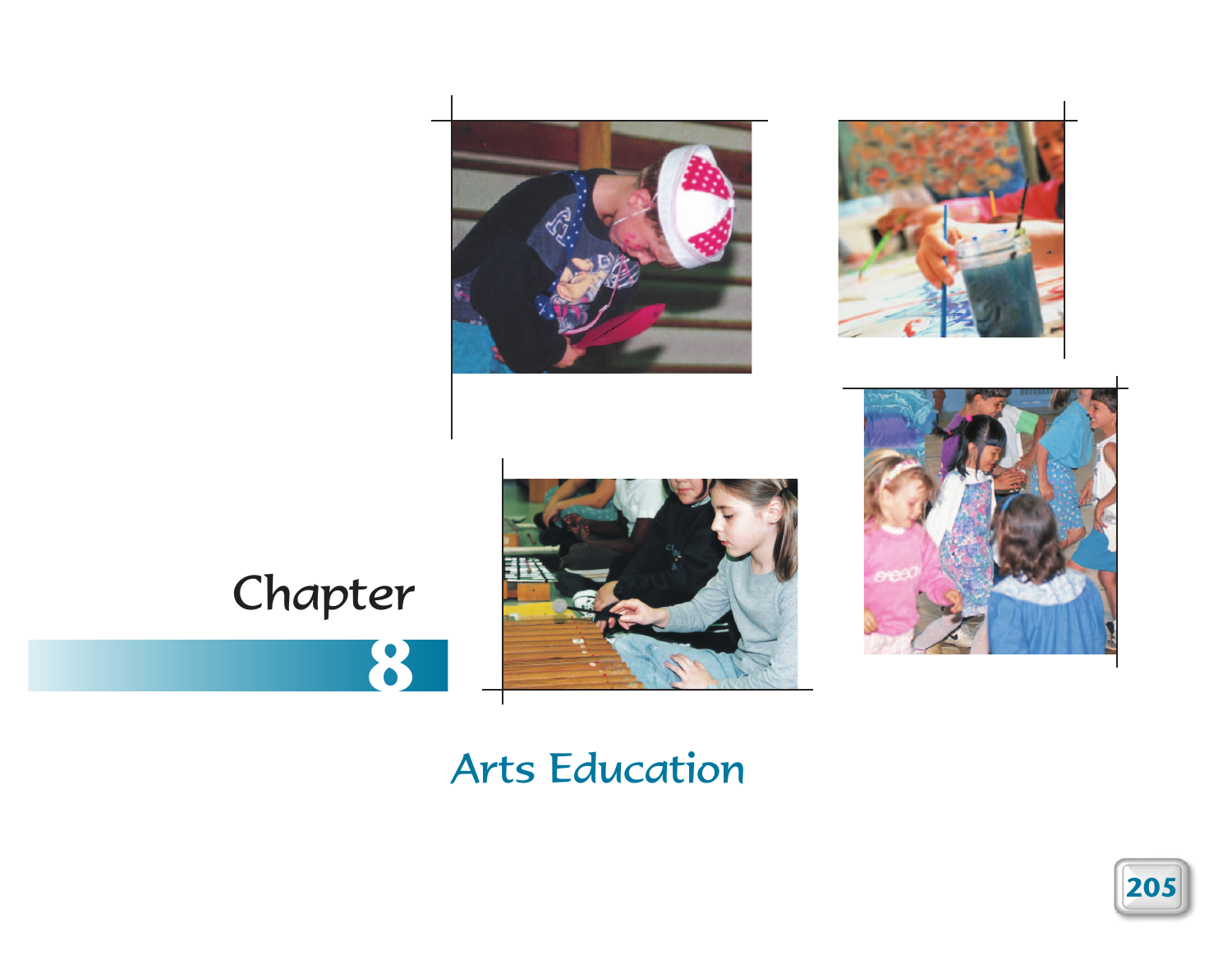# Chapter 8

# Arts Education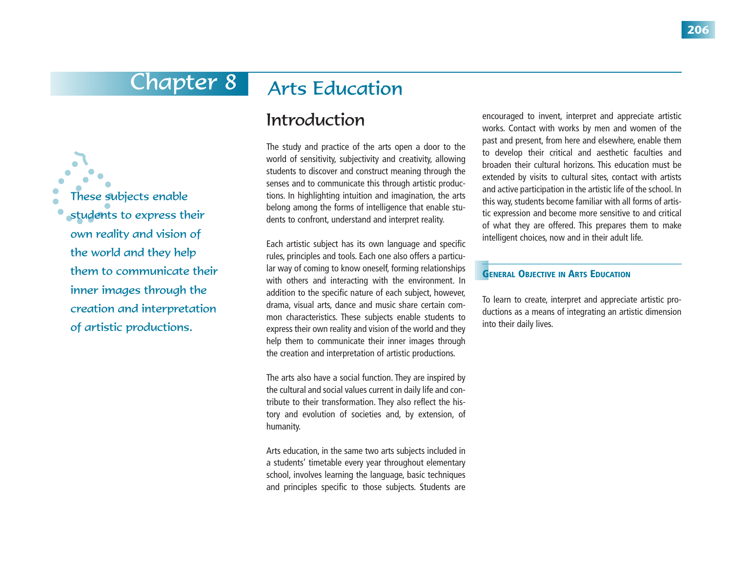# Chapter 8 Arts Education

> These subjects enable students to express their own reality and vision of the world and they help them to communicate their inner images through the creation and interpretation of artistic productions.

## Introduction

The study and practice of the arts open a door to the world of sensitivity, subjectivity and creativity, allowing students to discover and construct meaning through the senses and to communicate this through artistic productions. In highlighting intuition and imagination, the arts belong among the forms of intelligence that enable students to confront, understand and interpret reality.

Each artistic subject has its own language and specific rules, principles and tools. Each one also offers a particular way of coming to know oneself, forming relationships with others and interacting with the environment. In addition to the specific nature of each subject, however, drama, visual arts, dance and music share certain common characteristics. These subjects enable students to express their own reality and vision of the world and they help them to communicate their inner images through the creation and interpretation of artistic productions.

The arts also have a social function. They are inspired by the cultural and social values current in daily life and contribute to their transformation. They also reflect the history and evolution of societies and, by extension, of humanity.

Arts education, in the same two arts subjects included in a students' timetable every year throughout elementary school, involves learning the language, basic techniques and principles specific to those subjects. Students are encouraged to invent, interpret and appreciate artistic works. Contact with works by men and women of the past and present, from here and elsewhere, enable them to develop their critical and aesthetic faculties and broaden their cultural horizons. This education must be extended by visits to cultural sites, contact with artists and active participation in the artistic life of the school. In this way, students become familiar with all forms of artistic expression and become more sensitive to and critical of what they are offered. This prepares them to make intelligent choices, now and in their adult life.

### General Objective in Arts Education

To learn to create, interpret and appreciate artistic productions as a means of integrating an artistic dimension into their daily lives.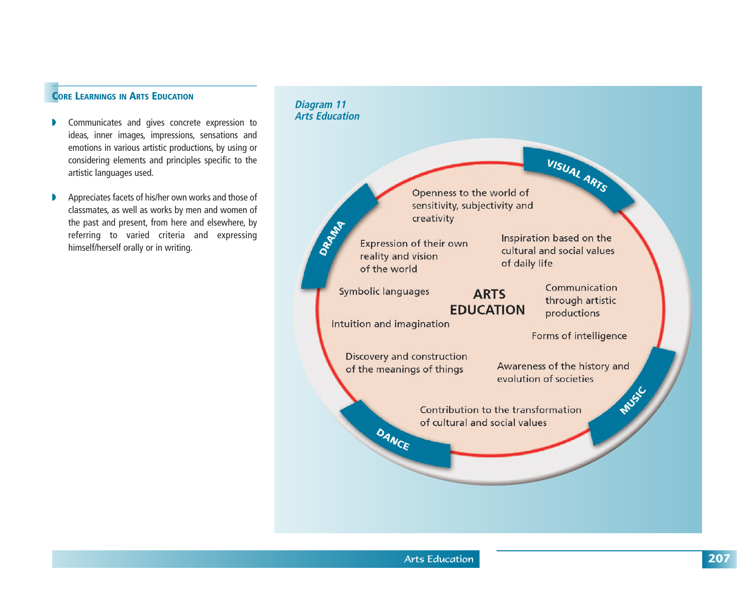## Core Learnings in Arts Education

- Communicates and gives concrete expression to ideas, inner images, impressions, sensations and emotions in various artistic productions, by using or considering elements and principles specific to the artistic languages used.
- Appreciates facets of his/her own works and those of classmates, as well as works by men and women of the past and present, from here and elsewhere, by referring to varied criteria and expressing himself/herself orally or in writing.

*Diagram 11*
*Arts Education*

ARTS EDUCATION

VISUAL ARTS

DRAMA

DANCE

MUSIC

Openness to the world of sensitivity, subjectivity and creativity

Expression of their own reality and vision of the world

Inspiration based on the cultural and social values of daily life

Symbolic languages

Communication through artistic productions

Intuition and imagination

Forms of intelligence

Discovery and construction of the meanings of things

Awareness of the history and evolution of societies

Contribution to the transformation of cultural and social values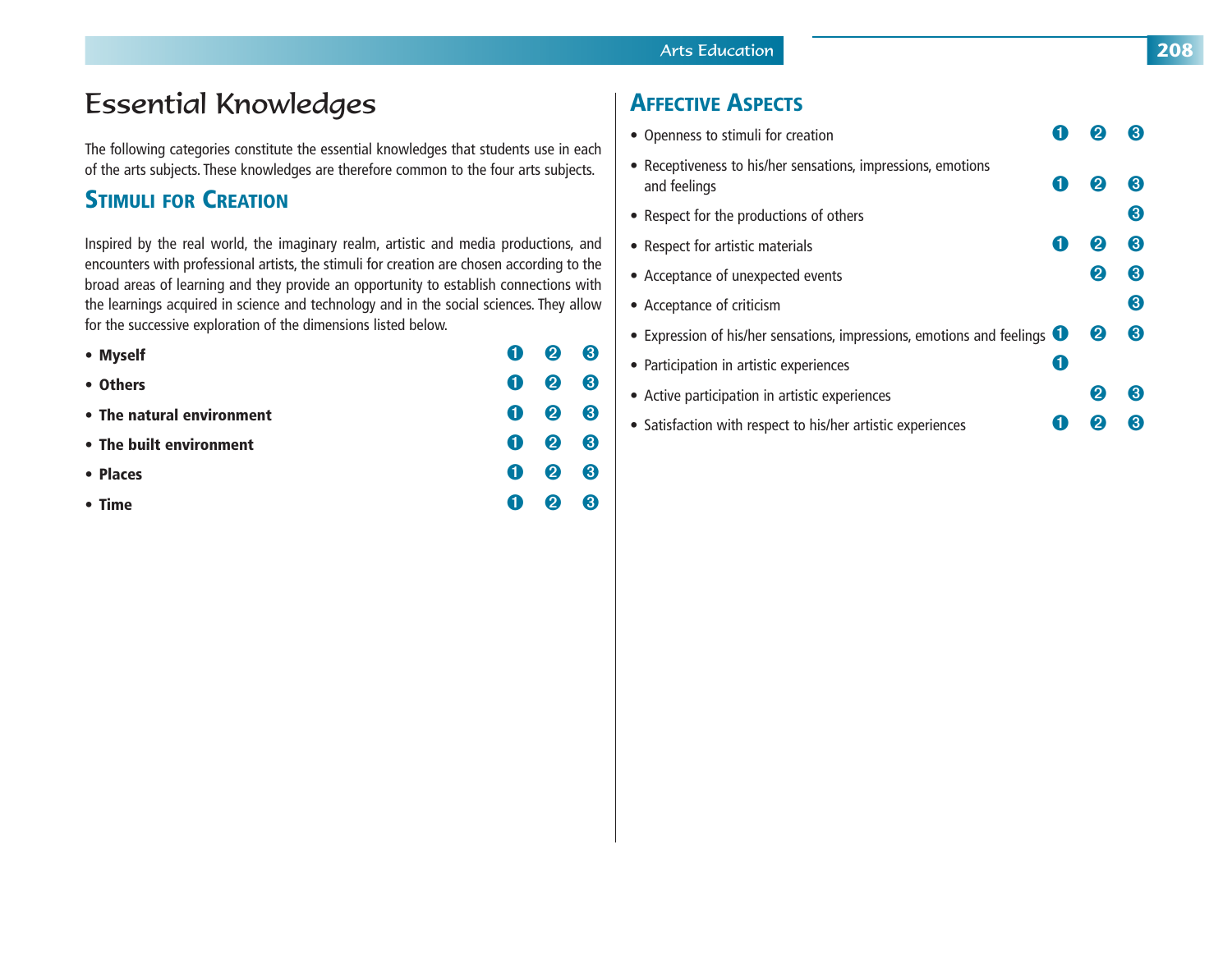# Essential Knowledges

The following categories constitute the essential knowledges that students use in each of the arts subjects. These knowledges are therefore common to the four arts subjects.

## Stimuli for Creation

Inspired by the real world, the imaginary realm, artistic and media productions, and encounters with professional artists, the stimuli for creation are chosen according to the broad areas of learning and they provide an opportunity to establish connections with the learnings acquired in science and technology and in the social sciences. They allow for the successive exploration of the dimensions listed below.

| | Cycle 1 | Cycle 2 | Cycle 3 |
|---|---|---|---|
| • **Myself** | ❶ | ❷ | ❸ |
| • **Others** | ❶ | ❷ | ❸ |
| • **The natural environment** | ❶ | ❷ | ❸ |
| • **The built environment** | ❶ | ❷ | ❸ |
| • **Places** | ❶ | ❷ | ❸ |
| • **Time** | ❶ | ❷ | ❸ |

## Affective Aspects

| | Cycle 1 | Cycle 2 | Cycle 3 |
|---|---|---|---|
| • Openness to stimuli for creation | ❶ | ❷ | ❸ |
| • Receptiveness to his/her sensations, impressions, emotions and feelings | ❶ | ❷ | ❸ |
| • Respect for the productions of others | | | ❸ |
| • Respect for artistic materials | ❶ | ❷ | ❸ |
| • Acceptance of unexpected events | | ❷ | ❸ |
| • Acceptance of criticism | | | ❸ |
| • Expression of his/her sensations, impressions, emotions and feelings | ❶ | ❷ | ❸ |
| • Participation in artistic experiences | ❶ | | |
| • Active participation in artistic experiences | | ❷ | ❸ |
| • Satisfaction with respect to his/her artistic experiences | ❶ | ❷ | ❸ |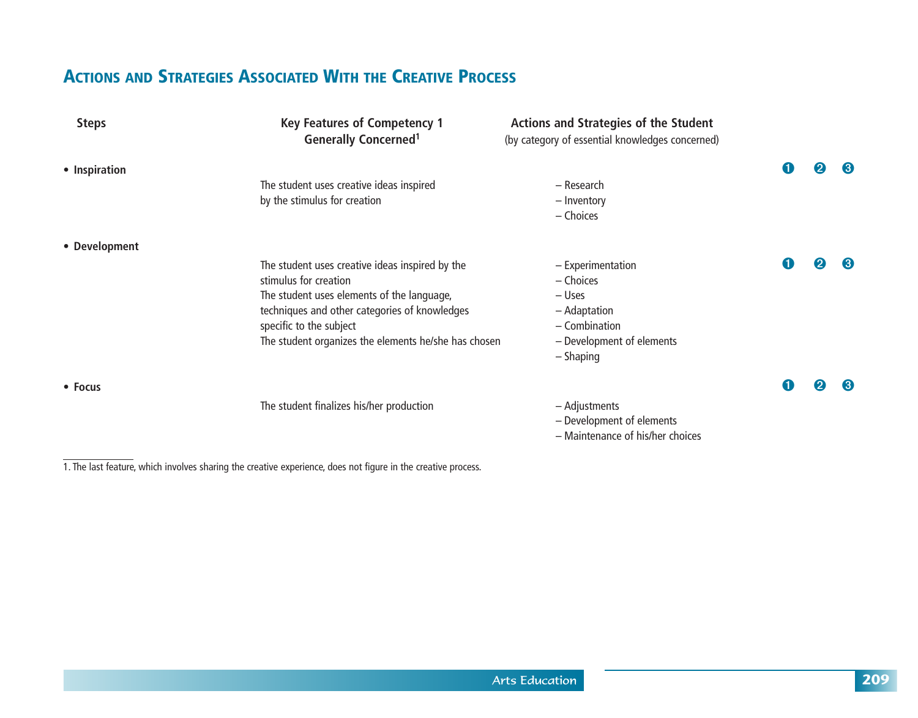## Actions and Strategies Associated With the Creative Process

| Steps | Key Features of Competency 1 Generally Concerned[1] | Actions and Strategies of the Student (by category of essential knowledges concerned) | | | |
|---|---|---|---|---|---|
| • **Inspiration** | | | ❶ | ❷ | ❸ |
| | The student uses creative ideas inspired by the stimulus for creation | – Research<br>– Inventory<br>– Choices | | | |
| • **Development** | | | | | |
| | The student uses creative ideas inspired by the stimulus for creation<br>The student uses elements of the language, techniques and other categories of knowledges specific to the subject<br>The student organizes the elements he/she has chosen | – Experimentation<br>– Choices<br>– Uses<br>– Adaptation<br>– Combination<br>– Development of elements<br>– Shaping | ❶ | ❷ | ❸ |
| • **Focus** | | | ❶ | ❷ | ❸ |
| | The student finalizes his/her production | – Adjustments<br>– Development of elements<br>– Maintenance of his/her choices | | | |

1. The last feature, which involves sharing the creative experience, does not figure in the creative process.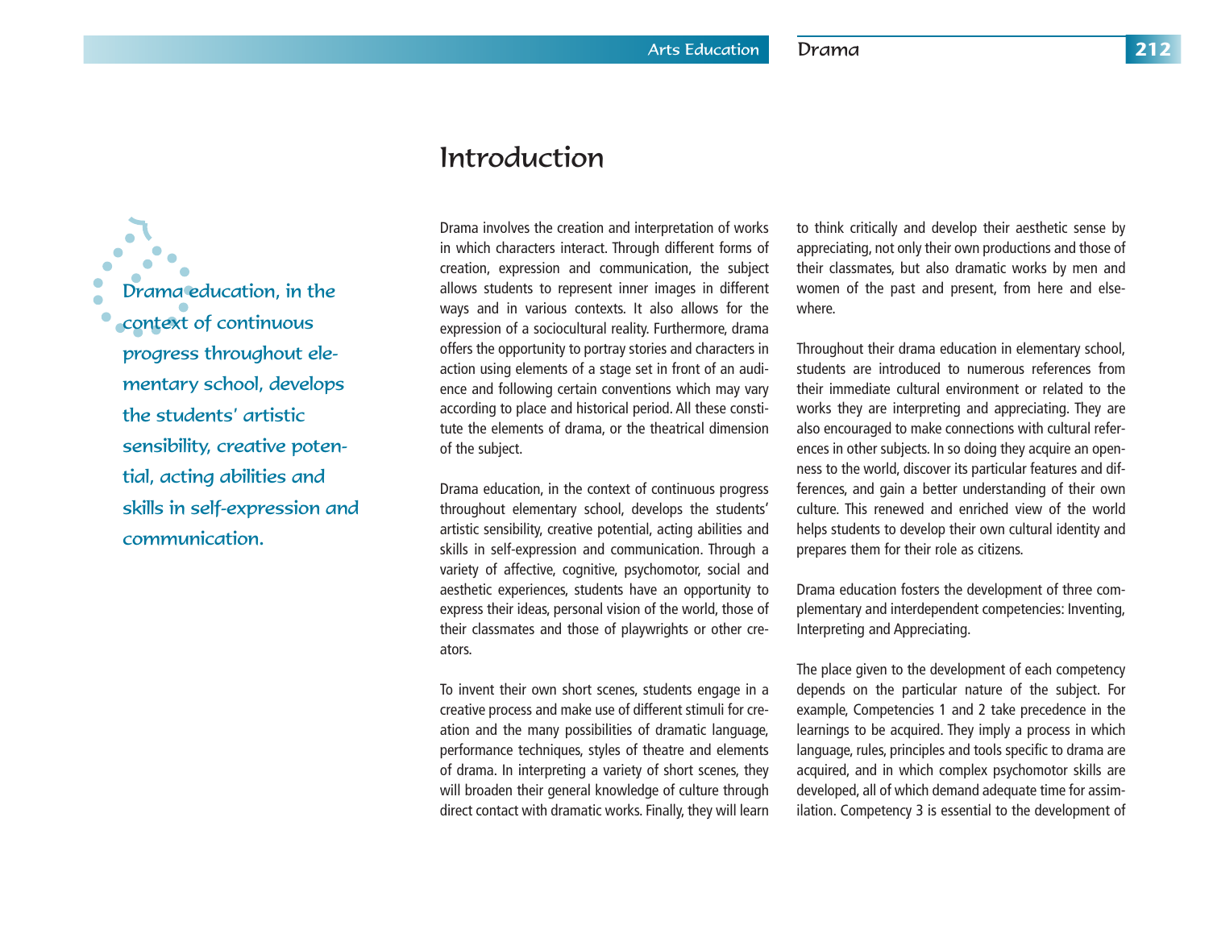# Introduction

Drama education, in the context of continuous progress throughout elementary school, develops the students' artistic sensibility, creative potential, acting abilities and skills in self-expression and communication.

Drama involves the creation and interpretation of works in which characters interact. Through different forms of creation, expression and communication, the subject allows students to represent inner images in different ways and in various contexts. It also allows for the expression of a sociocultural reality. Furthermore, drama offers the opportunity to portray stories and characters in action using elements of a stage set in front of an audience and following certain conventions which may vary according to place and historical period. All these constitute the elements of drama, or the theatrical dimension of the subject.

Drama education, in the context of continuous progress throughout elementary school, develops the students' artistic sensibility, creative potential, acting abilities and skills in self-expression and communication. Through a variety of affective, cognitive, psychomotor, social and aesthetic experiences, students have an opportunity to express their ideas, personal vision of the world, those of their classmates and those of playwrights or other creators.

To invent their own short scenes, students engage in a creative process and make use of different stimuli for creation and the many possibilities of dramatic language, performance techniques, styles of theatre and elements of drama. In interpreting a variety of short scenes, they will broaden their general knowledge of culture through direct contact with dramatic works. Finally, they will learn to think critically and develop their aesthetic sense by appreciating, not only their own productions and those of their classmates, but also dramatic works by men and women of the past and present, from here and elsewhere.

Throughout their drama education in elementary school, students are introduced to numerous references from their immediate cultural environment or related to the works they are interpreting and appreciating. They are also encouraged to make connections with cultural references in other subjects. In so doing they acquire an openness to the world, discover its particular features and differences, and gain a better understanding of their own culture. This renewed and enriched view of the world helps students to develop their own cultural identity and prepares them for their role as citizens.

Drama education fosters the development of three complementary and interdependent competencies: Inventing, Interpreting and Appreciating.

The place given to the development of each competency depends on the particular nature of the subject. For example, Competencies 1 and 2 take precedence in the learnings to be acquired. They imply a process in which language, rules, principles and tools specific to drama are acquired, and in which complex psychomotor skills are developed, all of which demand adequate time for assimilation. Competency 3 is essential to the development of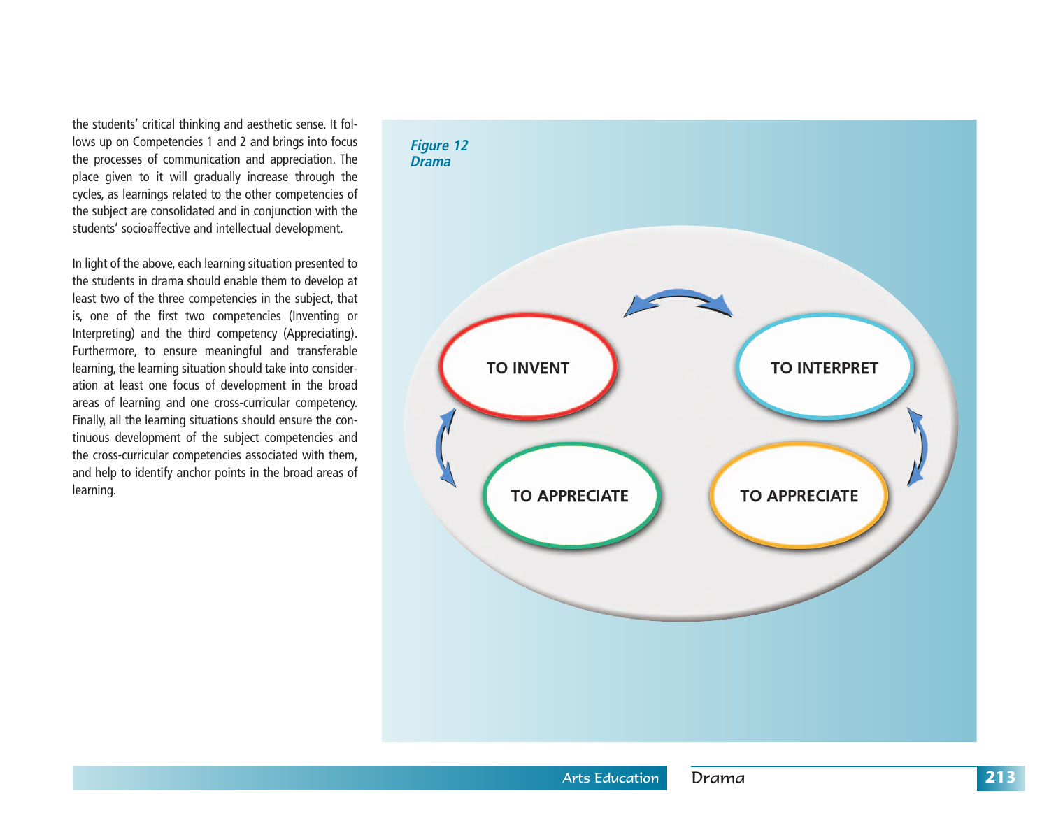the students' critical thinking and aesthetic sense. It follows up on Competencies 1 and 2 and brings into focus the processes of communication and appreciation. The place given to it will gradually increase through the cycles, as learnings related to the other competencies of the subject are consolidated and in conjunction with the students' socioaffective and intellectual development.

In light of the above, each learning situation presented to the students in drama should enable them to develop at least two of the three competencies in the subject, that is, one of the first two competencies (Inventing or Interpreting) and the third competency (Appreciating). Furthermore, to ensure meaningful and transferable learning, the learning situation should take into consideration at least one focus of development in the broad areas of learning and one cross-curricular competency. Finally, all the learning situations should ensure the continuous development of the subject competencies and the cross-curricular competencies associated with them, and help to identify anchor points in the broad areas of learning.

*Figure 12*
*Drama*

TO INVENT

TO INTERPRET

TO APPRECIATE

TO APPRECIATE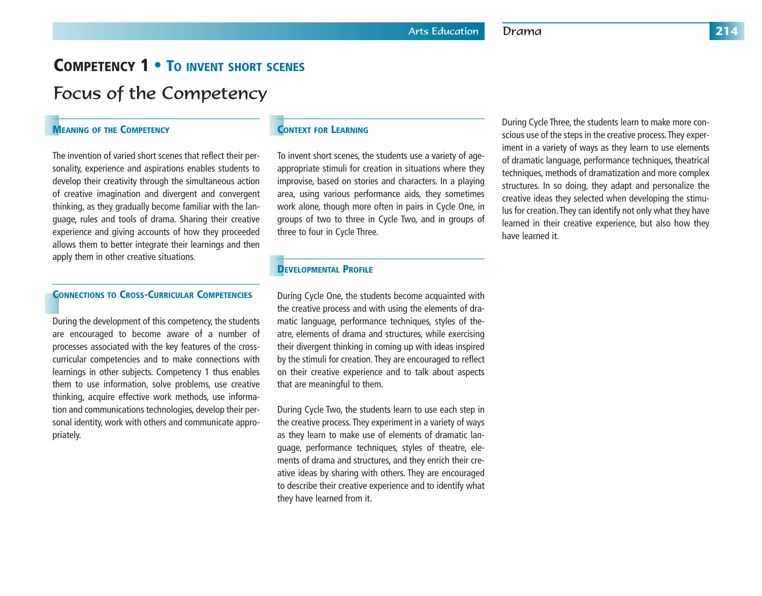# Competency 1 • To invent short scenes

## Focus of the Competency

### Meaning of the Competency

The invention of varied short scenes that reflect their personality, experience and aspirations enables students to develop their creativity through the simultaneous action of creative imagination and divergent and convergent thinking, as they gradually become familiar with the language, rules and tools of drama. Sharing their creative experience and giving accounts of how they proceeded allows them to better integrate their learnings and then apply them in other creative situations.

### Connections to Cross-Curricular Competencies

During the development of this competency, the students are encouraged to become aware of a number of processes associated with the key features of the cross-curricular competencies and to make connections with learnings in other subjects. Competency 1 thus enables them to use information, solve problems, use creative thinking, acquire effective work methods, use information and communications technologies, develop their personal identity, work with others and communicate appropriately.

### Context for Learning

To invent short scenes, the students use a variety of age-appropriate stimuli for creation in situations where they improvise, based on stories and characters. In a playing area, using various performance aids, they sometimes work alone, though more often in pairs in Cycle One, in groups of two to three in Cycle Two, and in groups of three to four in Cycle Three.

### Developmental Profile

During Cycle One, the students become acquainted with the creative process and with using the elements of dramatic language, performance techniques, styles of theatre, elements of drama and structures, while exercising their divergent thinking in coming up with ideas inspired by the stimuli for creation. They are encouraged to reflect on their creative experience and to talk about aspects that are meaningful to them.

During Cycle Two, the students learn to use each step in the creative process. They experiment in a variety of ways as they learn to make use of elements of dramatic language, performance techniques, styles of theatre, elements of drama and structures, and they enrich their creative ideas by sharing with others. They are encouraged to describe their creative experience and to identify what they have learned from it.

During Cycle Three, the students learn to make more conscious use of the steps in the creative process. They experiment in a variety of ways as they learn to use elements of dramatic language, performance techniques, theatrical techniques, methods of dramatization and more complex structures. In so doing, they adapt and personalize the creative ideas they selected when developing the stimulus for creation. They can identify not only what they have learned in their creative experience, but also how they have learned it.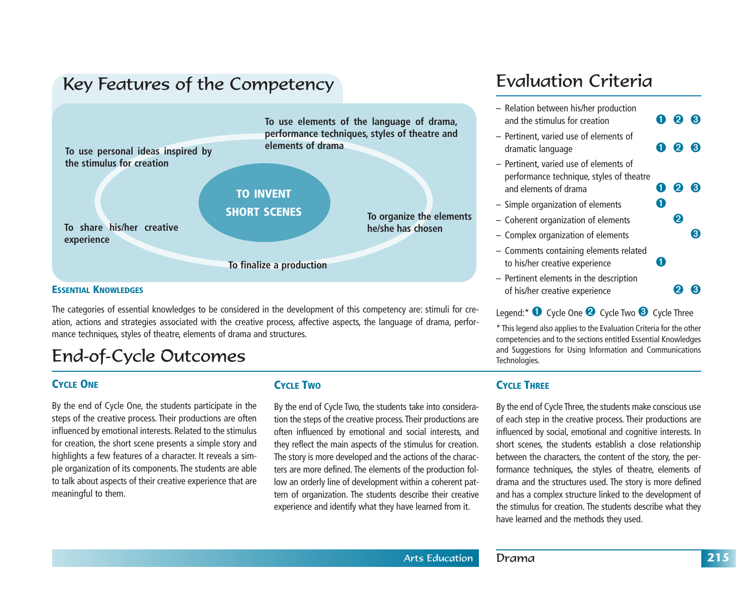## Key Features of the Competency

**TO INVENT SHORT SCENES**

- **To use personal ideas inspired by the stimulus for creation**
- **To use elements of the language of drama, performance techniques, styles of theatre and elements of drama**
- **To organize the elements he/she has chosen**
- **To finalize a production**
- **To share his/her creative experience**

### Essential Knowledges

The categories of essential knowledges to be considered in the development of this competency are: stimuli for creation, actions and strategies associated with the creative process, affective aspects, the language of drama, performance techniques, styles of theatre, elements of drama and structures.

## Evaluation Criteria

| Criterion | Cycle One | Cycle Two | Cycle Three |
|---|---|---|---|
| – Relation between his/her production and the stimulus for creation | 1 | 2 | 3 |
| – Pertinent, varied use of elements of dramatic language | 1 | 2 | 3 |
| – Pertinent, varied use of elements of performance technique, styles of theatre and elements of drama | 1 | 2 | 3 |
| – Simple organization of elements | 1 | | |
| – Coherent organization of elements | | 2 | |
| – Complex organization of elements | | | 3 |
| – Comments containing elements related to his/her creative experience | 1 | | |
| – Pertinent elements in the description of his/her creative experience | | 2 | 3 |

Legend:* 1 Cycle One 2 Cycle Two 3 Cycle Three

* This legend also applies to the Evaluation Criteria for the other competencies and to the sections entitled Essential Knowledges and Suggestions for Using Information and Communications Technologies.

## End-of-Cycle Outcomes

### Cycle One

By the end of Cycle One, the students participate in the steps of the creative process. Their productions are often influenced by emotional interests. Related to the stimulus for creation, the short scene presents a simple story and highlights a few features of a character. It reveals a simple organization of its components. The students are able to talk about aspects of their creative experience that are meaningful to them.

### Cycle Two

By the end of Cycle Two, the students take into consideration the steps of the creative process. Their productions are often influenced by emotional and social interests, and they reflect the main aspects of the stimulus for creation. The story is more developed and the actions of the characters are more defined. The elements of the production follow an orderly line of development within a coherent pattern of organization. The students describe their creative experience and identify what they have learned from it.

### Cycle Three

By the end of Cycle Three, the students make conscious use of each step in the creative process. Their productions are influenced by social, emotional and cognitive interests. In short scenes, the students establish a close relationship between the characters, the content of the story, the performance techniques, the styles of theatre, elements of drama and the structures used. The story is more defined and has a complex structure linked to the development of the stimulus for creation. The students describe what they have learned and the methods they used.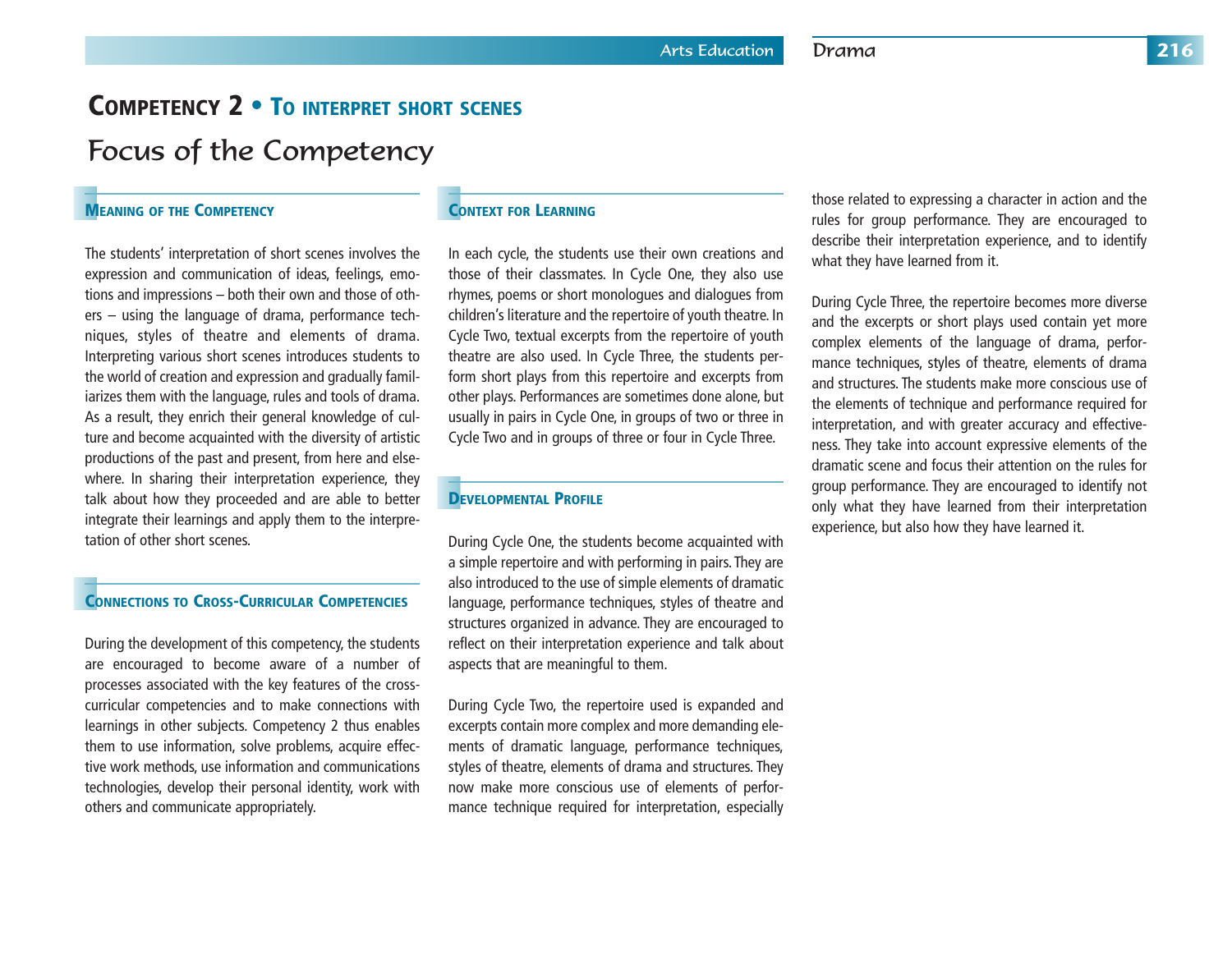# Competency 2 • To interpret short scenes

## Focus of the Competency

### Meaning of the Competency

The students' interpretation of short scenes involves the expression and communication of ideas, feelings, emotions and impressions – both their own and those of others – using the language of drama, performance techniques, styles of theatre and elements of drama. Interpreting various short scenes introduces students to the world of creation and expression and gradually familiarizes them with the language, rules and tools of drama. As a result, they enrich their general knowledge of culture and become acquainted with the diversity of artistic productions of the past and present, from here and elsewhere. In sharing their interpretation experience, they talk about how they proceeded and are able to better integrate their learnings and apply them to the interpretation of other short scenes.

### Connections to Cross-Curricular Competencies

During the development of this competency, the students are encouraged to become aware of a number of processes associated with the key features of the cross-curricular competencies and to make connections with learnings in other subjects. Competency 2 thus enables them to use information, solve problems, acquire effective work methods, use information and communications technologies, develop their personal identity, work with others and communicate appropriately.

### Context for Learning

In each cycle, the students use their own creations and those of their classmates. In Cycle One, they also use rhymes, poems or short monologues and dialogues from children's literature and the repertoire of youth theatre. In Cycle Two, textual excerpts from the repertoire of youth theatre are also used. In Cycle Three, the students perform short plays from this repertoire and excerpts from other plays. Performances are sometimes done alone, but usually in pairs in Cycle One, in groups of two or three in Cycle Two and in groups of three or four in Cycle Three.

### Developmental Profile

During Cycle One, the students become acquainted with a simple repertoire and with performing in pairs. They are also introduced to the use of simple elements of dramatic language, performance techniques, styles of theatre and structures organized in advance. They are encouraged to reflect on their interpretation experience and talk about aspects that are meaningful to them.

During Cycle Two, the repertoire used is expanded and excerpts contain more complex and more demanding elements of dramatic language, performance techniques, styles of theatre, elements of drama and structures. They now make more conscious use of elements of performance technique required for interpretation, especially those related to expressing a character in action and the rules for group performance. They are encouraged to describe their interpretation experience, and to identify what they have learned from it.

During Cycle Three, the repertoire becomes more diverse and the excerpts or short plays used contain yet more complex elements of the language of drama, performance techniques, styles of theatre, elements of drama and structures. The students make more conscious use of the elements of technique and performance required for interpretation, and with greater accuracy and effectiveness. They take into account expressive elements of the dramatic scene and focus their attention on the rules for group performance. They are encouraged to identify not only what they have learned from their interpretation experience, but also how they have learned it.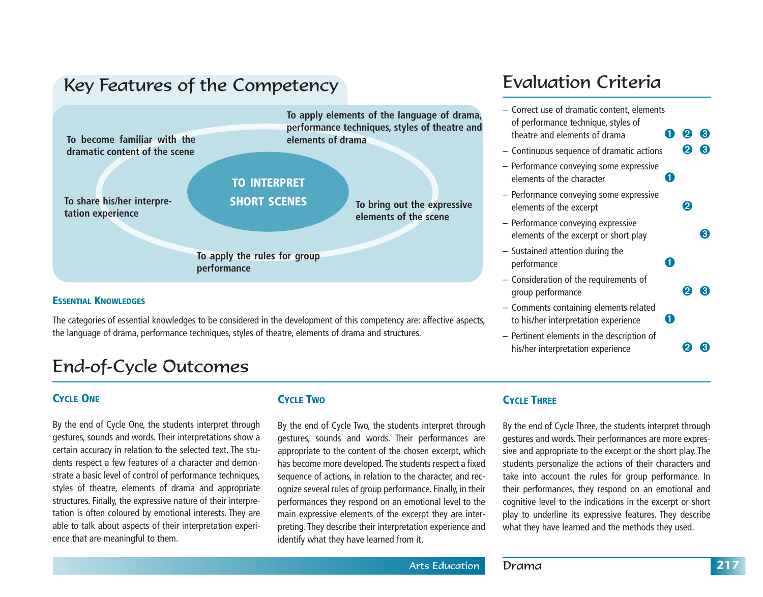## Key Features of the Competency

**TO INTERPRET SHORT SCENES**

- To become familiar with the dramatic content of the scene
- To apply elements of the language of drama, performance techniques, styles of theatre and elements of drama
- To bring out the expressive elements of the scene
- To apply the rules for group performance
- To share his/her interpretation experience

#### Essential Knowledges

The categories of essential knowledges to be considered in the development of this competency are: affective aspects, the language of drama, performance techniques, styles of theatre, elements of drama and structures.

## Evaluation Criteria

| Criterion | Cycle 1 | Cycle 2 | Cycle 3 |
|---|---|---|---|
| – Correct use of dramatic content, elements of performance technique, styles of theatre and elements of drama | ❶ | ❷ | ❸ |
| – Continuous sequence of dramatic actions | | ❷ | ❸ |
| – Performance conveying some expressive elements of the character | ❶ | | |
| – Performance conveying some expressive elements of the excerpt | | ❷ | |
| – Performance conveying expressive elements of the excerpt or short play | | | ❸ |
| – Sustained attention during the performance | ❶ | | |
| – Consideration of the requirements of group performance | | ❷ | ❸ |
| – Comments containing elements related to his/her interpretation experience | ❶ | | |
| – Pertinent elements in the description of his/her interpretation experience | | ❷ | ❸ |

## End-of-Cycle Outcomes

#### Cycle One

By the end of Cycle One, the students interpret through gestures, sounds and words. Their interpretations show a certain accuracy in relation to the selected text. The students respect a few features of a character and demonstrate a basic level of control of performance techniques, styles of theatre, elements of drama and appropriate structures. Finally, the expressive nature of their interpretation is often coloured by emotional interests. They are able to talk about aspects of their interpretation experience that are meaningful to them.

#### Cycle Two

By the end of Cycle Two, the students interpret through gestures, sounds and words. Their performances are appropriate to the content of the chosen excerpt, which has become more developed. The students respect a fixed sequence of actions, in relation to the character, and recognize several rules of group performance. Finally, in their performances they respond on an emotional level to the main expressive elements of the excerpt they are interpreting. They describe their interpretation experience and identify what they have learned from it.

#### Cycle Three

By the end of Cycle Three, the students interpret through gestures and words. Their performances are more expressive and appropriate to the excerpt or the short play. The students personalize the actions of their characters and take into account the rules for group performance. In their performances, they respond on an emotional and cognitive level to the indications in the excerpt or short play to underline its expressive features. They describe what they have learned and the methods they used.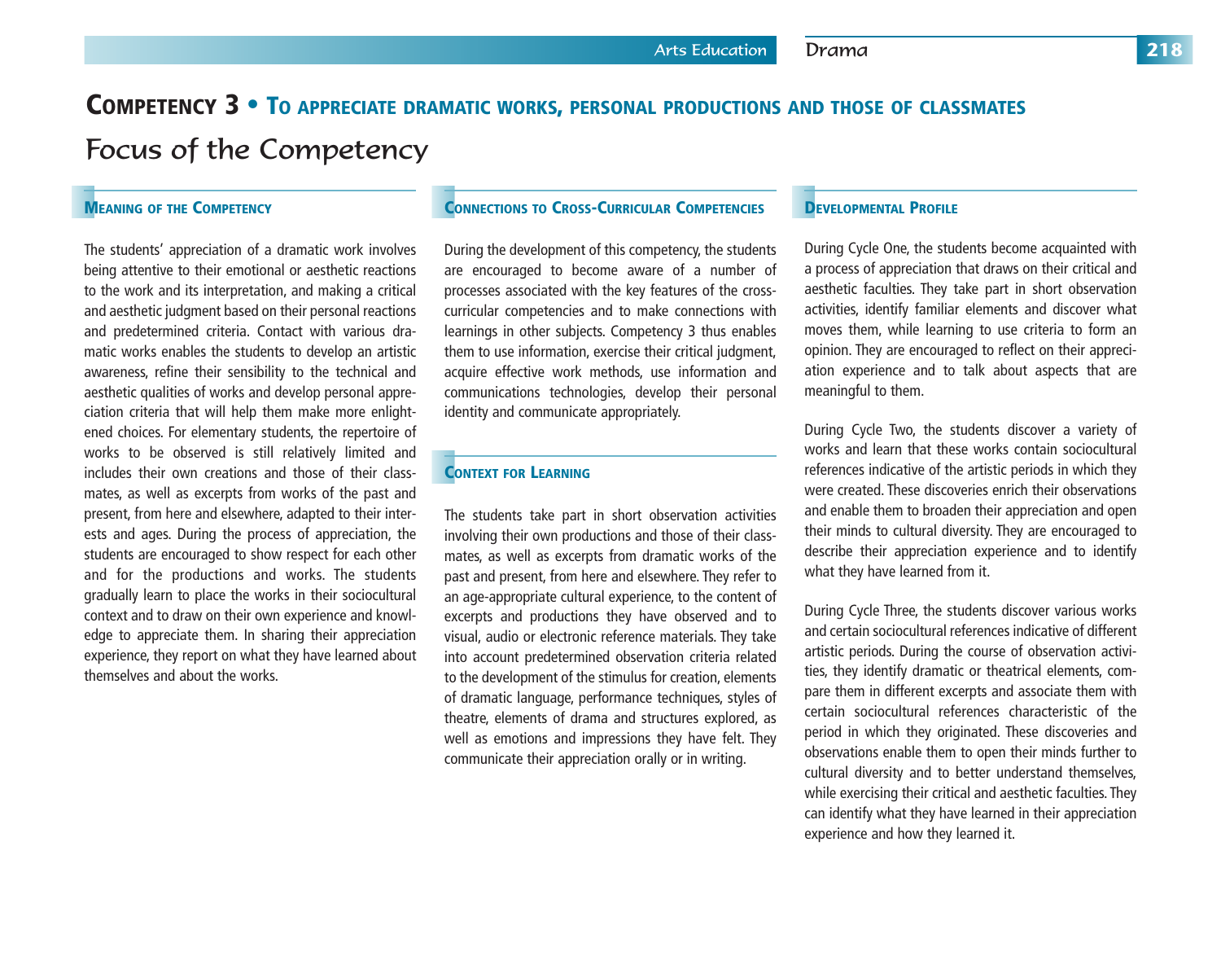# Competency 3 • To appreciate dramatic works, personal productions and those of classmates

## Focus of the Competency

### Meaning of the Competency

The students' appreciation of a dramatic work involves being attentive to their emotional or aesthetic reactions to the work and its interpretation, and making a critical and aesthetic judgment based on their personal reactions and predetermined criteria. Contact with various dramatic works enables the students to develop an artistic awareness, refine their sensibility to the technical and aesthetic qualities of works and develop personal appreciation criteria that will help them make more enlightened choices. For elementary students, the repertoire of works to be observed is still relatively limited and includes their own creations and those of their classmates, as well as excerpts from works of the past and present, from here and elsewhere, adapted to their interests and ages. During the process of appreciation, the students are encouraged to show respect for each other and for the productions and works. The students gradually learn to place the works in their sociocultural context and to draw on their own experience and knowledge to appreciate them. In sharing their appreciation experience, they report on what they have learned about themselves and about the works.

### Connections to Cross-Curricular Competencies

During the development of this competency, the students are encouraged to become aware of a number of processes associated with the key features of the cross-curricular competencies and to make connections with learnings in other subjects. Competency 3 thus enables them to use information, exercise their critical judgment, acquire effective work methods, use information and communications technologies, develop their personal identity and communicate appropriately.

### Context for Learning

The students take part in short observation activities involving their own productions and those of their classmates, as well as excerpts from dramatic works of the past and present, from here and elsewhere. They refer to an age-appropriate cultural experience, to the content of excerpts and productions they have observed and to visual, audio or electronic reference materials. They take into account predetermined observation criteria related to the development of the stimulus for creation, elements of dramatic language, performance techniques, styles of theatre, elements of drama and structures explored, as well as emotions and impressions they have felt. They communicate their appreciation orally or in writing.

### Developmental Profile

During Cycle One, the students become acquainted with a process of appreciation that draws on their critical and aesthetic faculties. They take part in short observation activities, identify familiar elements and discover what moves them, while learning to use criteria to form an opinion. They are encouraged to reflect on their appreciation experience and to talk about aspects that are meaningful to them.

During Cycle Two, the students discover a variety of works and learn that these works contain sociocultural references indicative of the artistic periods in which they were created. These discoveries enrich their observations and enable them to broaden their appreciation and open their minds to cultural diversity. They are encouraged to describe their appreciation experience and to identify what they have learned from it.

During Cycle Three, the students discover various works and certain sociocultural references indicative of different artistic periods. During the course of observation activities, they identify dramatic or theatrical elements, compare them in different excerpts and associate them with certain sociocultural references characteristic of the period in which they originated. These discoveries and observations enable them to open their minds further to cultural diversity and to better understand themselves, while exercising their critical and aesthetic faculties. They can identify what they have learned in their appreciation experience and how they learned it.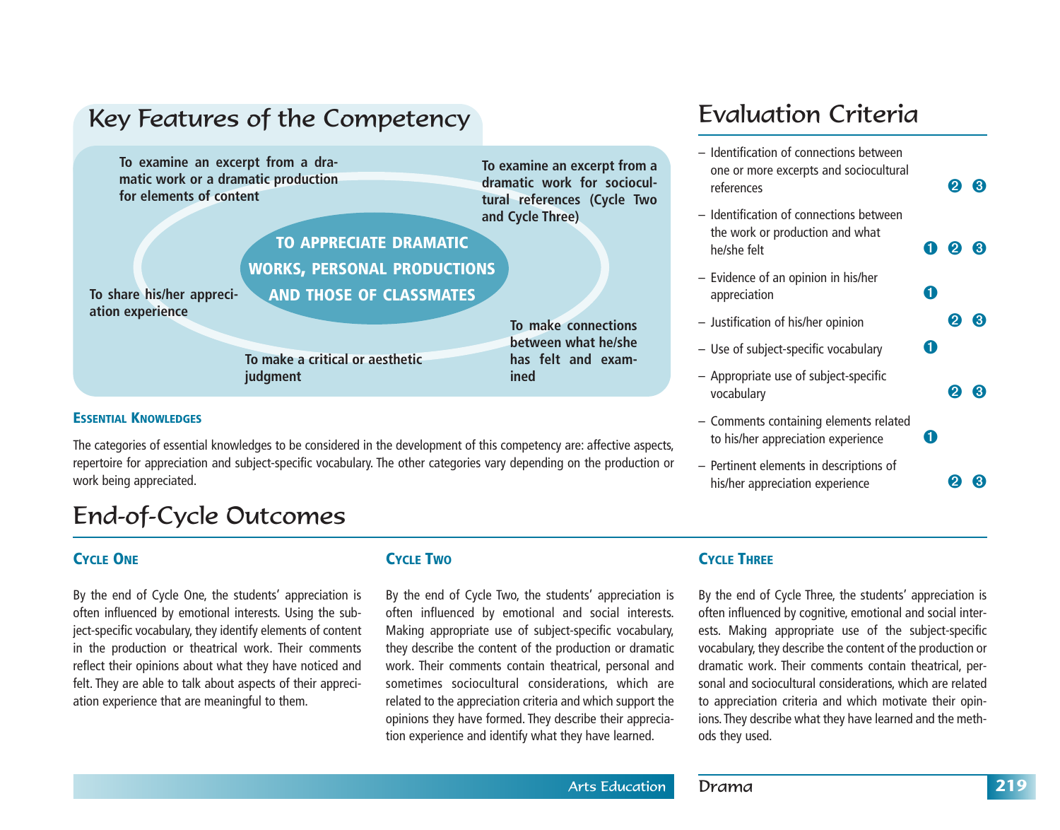## Key Features of the Competency

**TO APPRECIATE DRAMATIC WORKS, PERSONAL PRODUCTIONS AND THOSE OF CLASSMATES**

- **To examine an excerpt from a dramatic work or a dramatic production for elements of content**
- **To examine an excerpt from a dramatic work for sociocultural references (Cycle Two and Cycle Three)**
- **To make connections between what he/she has felt and examined**
- **To make a critical or aesthetic judgment**
- **To share his/her appreciation experience**

### Essential Knowledges

The categories of essential knowledges to be considered in the development of this competency are: affective aspects, repertoire for appreciation and subject-specific vocabulary. The other categories vary depending on the production or work being appreciated.

## Evaluation Criteria

| Criterion | Cycle One | Cycle Two | Cycle Three |
|---|---|---|---|
| – Identification of connections between one or more excerpts and sociocultural references | | ❷ | ❸ |
| – Identification of connections between the work or production and what he/she felt | ❶ | ❷ | ❸ |
| – Evidence of an opinion in his/her appreciation | ❶ | | |
| – Justification of his/her opinion | | ❷ | ❸ |
| – Use of subject-specific vocabulary | ❶ | | |
| – Appropriate use of subject-specific vocabulary | | ❷ | ❸ |
| – Comments containing elements related to his/her appreciation experience | ❶ | | |
| – Pertinent elements in descriptions of his/her appreciation experience | | ❷ | ❸ |

## End-of-Cycle Outcomes

### Cycle One

By the end of Cycle One, the students' appreciation is often influenced by emotional interests. Using the subject-specific vocabulary, they identify elements of content in the production or theatrical work. Their comments reflect their opinions about what they have noticed and felt. They are able to talk about aspects of their appreciation experience that are meaningful to them.

### Cycle Two

By the end of Cycle Two, the students' appreciation is often influenced by emotional and social interests. Making appropriate use of subject-specific vocabulary, they describe the content of the production or dramatic work. Their comments contain theatrical, personal and sometimes sociocultural considerations, which are related to the appreciation criteria and which support the opinions they have formed. They describe their appreciation experience and identify what they have learned.

### Cycle Three

By the end of Cycle Three, the students' appreciation is often influenced by cognitive, emotional and social interests. Making appropriate use of the subject-specific vocabulary, they describe the content of the production or dramatic work. Their comments contain theatrical, personal and sociocultural considerations, which are related to appreciation criteria and which motivate their opinions. They describe what they have learned and the methods they used.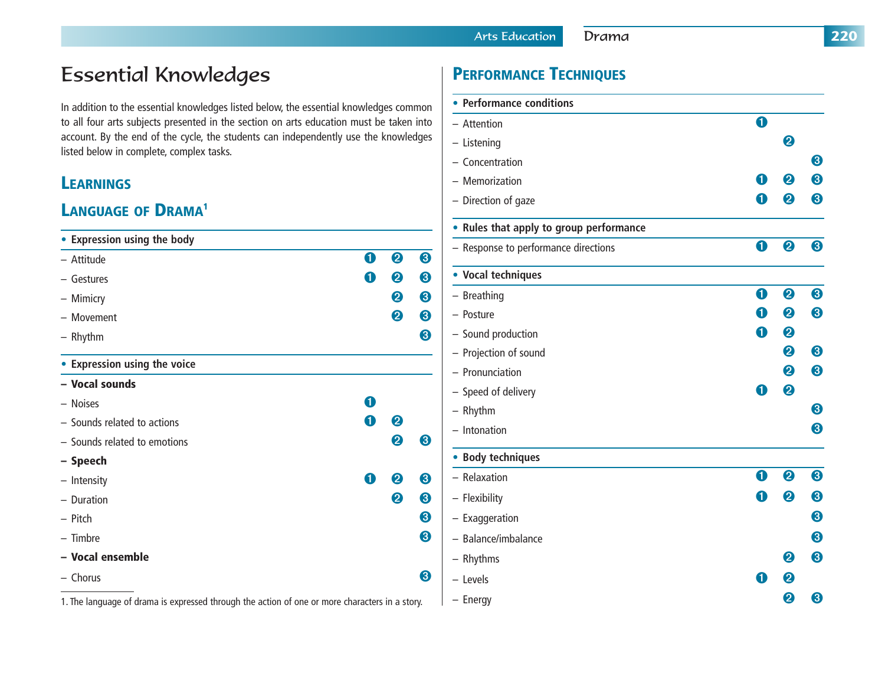# Essential Knowledges

In addition to the essential knowledges listed below, the essential knowledges common to all four arts subjects presented in the section on arts education must be taken into account. By the end of the cycle, the students can independently use the knowledges listed below in complete, complex tasks.

## Learnings

## Language of Drama[1]

| • Expression using the body | | | |
|---|---|---|---|
| – Attitude | 1 | 2 | 3 |
| – Gestures | 1 | 2 | 3 |
| – Mimicry | | 2 | 3 |
| – Movement | | 2 | 3 |
| – Rhythm | | | 3 |

| • Expression using the voice | | | |
|---|---|---|---|
| **– Vocal sounds** | | | |
| – Noises | 1 | | |
| – Sounds related to actions | 1 | 2 | |
| – Sounds related to emotions | | 2 | 3 |
| **– Speech** | | | |
| – Intensity | 1 | 2 | 3 |
| – Duration | | 2 | 3 |
| – Pitch | | | 3 |
| – Timbre | | | 3 |
| **– Vocal ensemble** | | | |
| – Chorus | | | 3 |

1. The language of drama is expressed through the action of one or more characters in a story.

## Performance Techniques

| • Performance conditions | | | |
|---|---|---|---|
| – Attention | 1 | | |
| – Listening | | 2 | |
| – Concentration | | | 3 |
| – Memorization | 1 | 2 | 3 |
| – Direction of gaze | 1 | 2 | 3 |

| • Rules that apply to group performance | | | |
|---|---|---|---|
| – Response to performance directions | 1 | 2 | 3 |

| • Vocal techniques | | | |
|---|---|---|---|
| – Breathing | 1 | 2 | 3 |
| – Posture | 1 | 2 | 3 |
| – Sound production | 1 | 2 | |
| – Projection of sound | | 2 | 3 |
| – Pronunciation | | 2 | 3 |
| – Speed of delivery | 1 | 2 | |
| – Rhythm | | | 3 |
| – Intonation | | | 3 |

| • Body techniques | | | |
|---|---|---|---|
| – Relaxation | 1 | 2 | 3 |
| – Flexibility | 1 | 2 | 3 |
| – Exaggeration | | | 3 |
| – Balance/imbalance | | | 3 |
| – Rhythms | | 2 | 3 |
| – Levels | 1 | 2 | |
| – Energy | | 2 | 3 |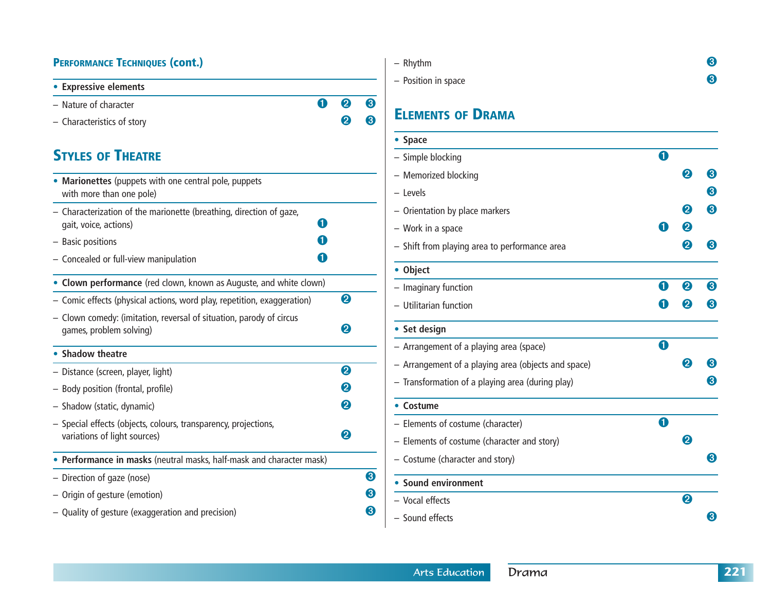## Performance Techniques (cont.)

| | | | |
|---|---|---|---|
| **• Expressive elements** | | | |
| – Nature of character | ❶ | ❷ | ❸ |
| – Characteristics of story | | ❷ | ❸ |

## Styles of Theatre

| | | | |
|---|---|---|---|
| **• Marionettes** (puppets with one central pole, puppets with more than one pole) | | | |
| – Characterization of the marionette (breathing, direction of gaze, gait, voice, actions) | ❶ | | |
| – Basic positions | ❶ | | |
| – Concealed or full-view manipulation | ❶ | | |
| **• Clown performance** (red clown, known as Auguste, and white clown) | | | |
| – Comic effects (physical actions, word play, repetition, exaggeration) | | ❷ | |
| – Clown comedy: (imitation, reversal of situation, parody of circus games, problem solving) | | ❷ | |
| **• Shadow theatre** | | | |
| – Distance (screen, player, light) | | ❷ | |
| – Body position (frontal, profile) | | ❷ | |
| – Shadow (static, dynamic) | | ❷ | |
| – Special effects (objects, colours, transparency, projections, variations of light sources) | | ❷ | |
| **• Performance in masks** (neutral masks, half-mask and character mask) | | | |
| – Direction of gaze (nose) | | | ❸ |
| – Origin of gesture (emotion) | | | ❸ |
| – Quality of gesture (exaggeration and precision) | | | ❸ |
| – Rhythm | | | ❸ |
| – Position in space | | | ❸ |

## Elements of Drama

| | | | |
|---|---|---|---|
| **• Space** | | | |
| – Simple blocking | ❶ | | |
| – Memorized blocking | | ❷ | ❸ |
| – Levels | | | ❸ |
| – Orientation by place markers | | ❷ | ❸ |
| – Work in a space | ❶ | ❷ | |
| – Shift from playing area to performance area | | ❷ | ❸ |
| **• Object** | | | |
| – Imaginary function | ❶ | ❷ | ❸ |
| – Utilitarian function | ❶ | ❷ | ❸ |
| **• Set design** | | | |
| – Arrangement of a playing area (space) | ❶ | | |
| – Arrangement of a playing area (objects and space) | | ❷ | ❸ |
| – Transformation of a playing area (during play) | | | ❸ |
| **• Costume** | | | |
| – Elements of costume (character) | ❶ | | |
| – Elements of costume (character and story) | | ❷ | |
| – Costume (character and story) | | | ❸ |
| **• Sound environment** | | | |
| – Vocal effects | | ❷ | |
| – Sound effects | | | ❸ |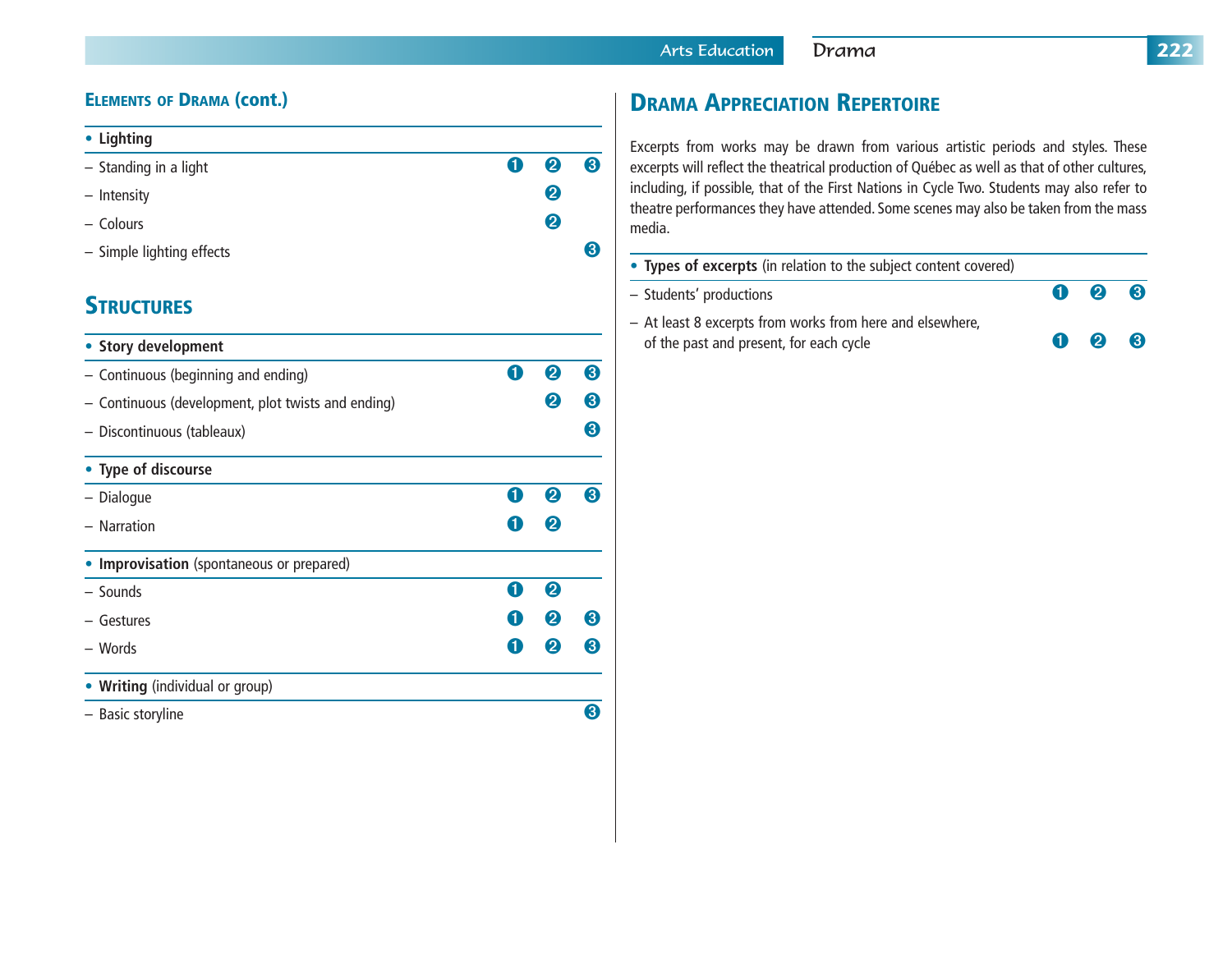## Elements of Drama (cont.)

| • **Lighting** | | | |
|---|---|---|---|
| – Standing in a light | ❶ | ❷ | ❸ |
| – Intensity | | ❷ | |
| – Colours | | ❷ | |
| – Simple lighting effects | | | ❸ |

## Structures

| • **Story development** | | | |
|---|---|---|---|
| – Continuous (beginning and ending) | ❶ | ❷ | ❸ |
| – Continuous (development, plot twists and ending) | | ❷ | ❸ |
| – Discontinuous (tableaux) | | | ❸ |

| • **Type of discourse** | | | |
|---|---|---|---|
| – Dialogue | ❶ | ❷ | ❸ |
| – Narration | ❶ | ❷ | |

| • **Improvisation** (spontaneous or prepared) | | | |
|---|---|---|---|
| – Sounds | ❶ | ❷ | |
| – Gestures | ❶ | ❷ | ❸ |
| – Words | ❶ | ❷ | ❸ |

| • **Writing** (individual or group) | | | |
|---|---|---|---|
| – Basic storyline | | | ❸ |

## Drama Appreciation Repertoire

Excerpts from works may be drawn from various artistic periods and styles. These excerpts will reflect the theatrical production of Québec as well as that of other cultures, including, if possible, that of the First Nations in Cycle Two. Students may also refer to theatre performances they have attended. Some scenes may also be taken from the mass media.

| • **Types of excerpts** (in relation to the subject content covered) | | | |
|---|---|---|---|
| – Students' productions | ❶ | ❷ | ❸ |
| – At least 8 excerpts from works from here and elsewhere, of the past and present, for each cycle | ❶ | ❷ | ❸ |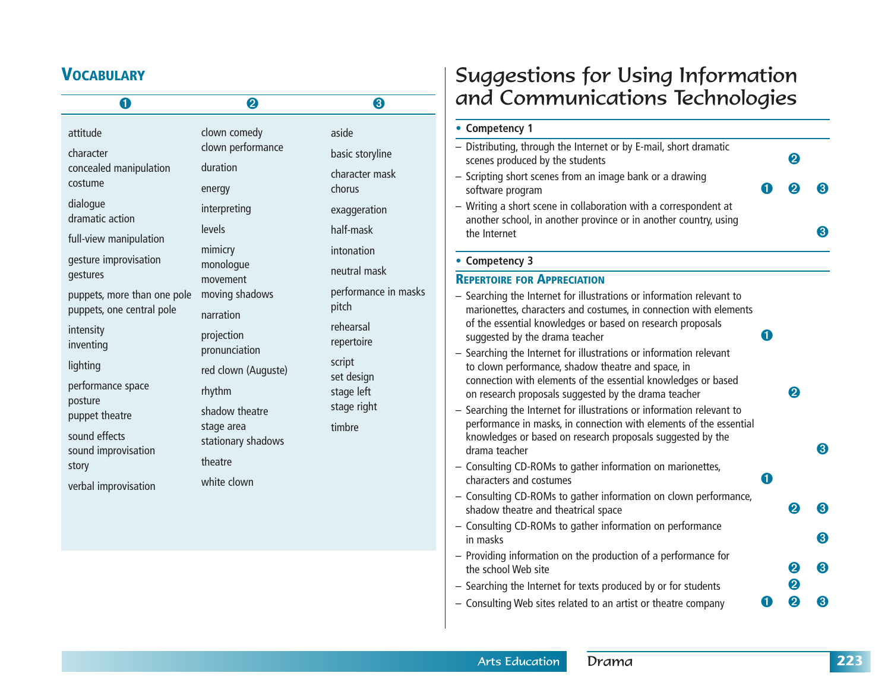## Vocabulary

| ❶ | ❷ | ❸ |
|---|---|---|
| attitude | clown comedy | aside |
| character | clown performance | basic storyline |
| concealed manipulation | duration | character mask |
| costume | energy | chorus |
| dialogue | interpreting | exaggeration |
| dramatic action | levels | half-mask |
| full-view manipulation | mimicry | intonation |
| gesture improvisation | monologue | neutral mask |
| gestures | movement | performance in masks |
| puppets, more than one pole | moving shadows | pitch |
| puppets, one central pole | narration | rehearsal |
| intensity | projection | repertoire |
| inventing | pronunciation | script |
| lighting | red clown (Auguste) | set design |
| performance space | rhythm | stage left |
| posture | shadow theatre | stage right |
| puppet theatre | stage area | timbre |
| sound effects | stationary shadows | |
| sound improvisation | theatre | |
| story | white clown | |
| verbal improvisation | | |

# Suggestions for Using Information and Communications Technologies

**• Competency 1**

| | ❶ | ❷ | ❸ |
|---|---|---|---|
| – Distributing, through the Internet or by E-mail, short dramatic scenes produced by the students | | ❷ | |
| – Scripting short scenes from an image bank or a drawing software program | ❶ | ❷ | ❸ |
| – Writing a short scene in collaboration with a correspondent at another school, in another province or in another country, using the Internet | | | ❸ |

**• Competency 3**

### Repertoire for Appreciation

| | ❶ | ❷ | ❸ |
|---|---|---|---|
| – Searching the Internet for illustrations or information relevant to marionettes, characters and costumes, in connection with elements of the essential knowledges or based on research proposals suggested by the drama teacher | ❶ | | |
| – Searching the Internet for illustrations or information relevant to clown performance, shadow theatre and space, in connection with elements of the essential knowledges or based on research proposals suggested by the drama teacher | | ❷ | |
| – Searching the Internet for illustrations or information relevant to performance in masks, in connection with elements of the essential knowledges or based on research proposals suggested by the drama teacher | | | ❸ |
| – Consulting CD-ROMs to gather information on marionettes, characters and costumes | ❶ | | |
| – Consulting CD-ROMs to gather information on clown performance, shadow theatre and theatrical space | | ❷ | ❸ |
| – Consulting CD-ROMs to gather information on performance in masks | | | ❸ |
| – Providing information on the production of a performance for the school Web site | | ❷ | ❸ |
| – Searching the Internet for texts produced by or for students | | ❷ | |
| – Consulting Web sites related to an artist or theatre company | ❶ | ❷ | ❸ |